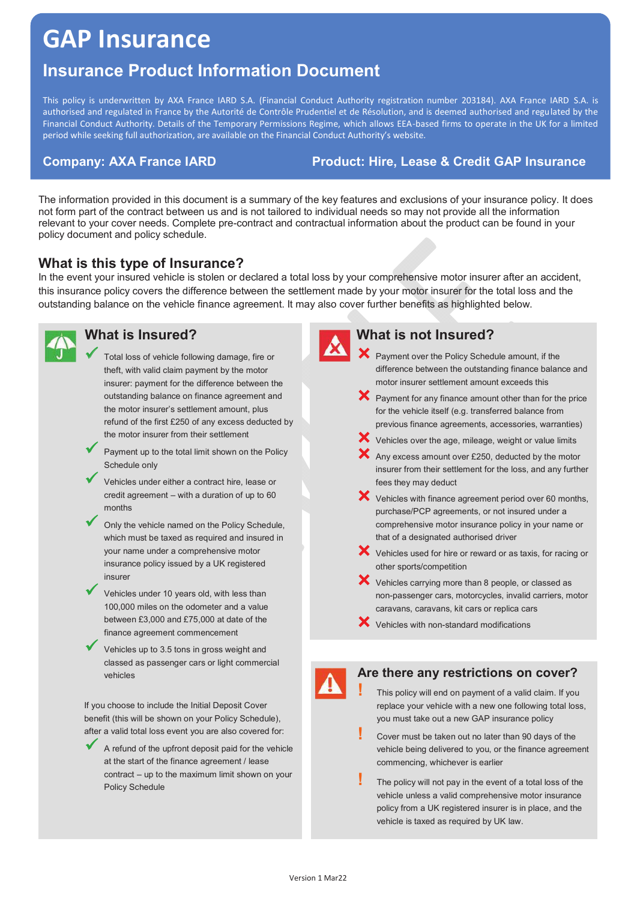# GAP Insurance

## Insurance Product Information Document

This policy is underwritten by AXA France IARD S.A. (Financial Conduct Authority registration number 203184). AXA France IARD S.A. is authorised and regulated in France by the Autorité de Contrôle Prudentiel et de Résolution, and is deemed authorised and regulated by the Financial Conduct Authority. Details of the Temporary Permissions Regime, which allows EEA-based firms to operate in the UK for a limited period while seeking full authorization, are available on the Financial Conduct Authority's website.

**Company: AXA France IARD** | **Product: Hire, Lease & Credit GAP Insurance**

The information provided in this document is a summary of the key features and exclusions of your insurance policy. It does not form part of the contract between us and is not tailored to individual needs so may not provide all the information relevant to your cover needs. Complete pre-contract and contractual information about the product can be found in your policy document and policy schedule.

### What is this type of Insurance?

In the event your insured vehicle is stolen or declared a total loss by your comprehensive motor insurer after an accident, this insurance policy covers the difference between the settlement made by your motor insurer for the total loss and the outstanding balance on the vehicle finance agreement. It may also cover further benefits as highlighted below.

### What is Insured?

- ✔ Total loss of vehicle following damage, fire or theft, with valid claim payment by the motor insurer: payment for the difference between the outstanding balance on finance agreement and the motor insurer's settlement amount, plus refund of the first £250 of any excess deducted by the motor insurer from their settlement
- ✔ Payment up to the total limit shown on the Policy Schedule only
- ✔ Vehicles under either a contract hire, lease or credit agreement – with a duration of up to 60 months
- ✔ Only the vehicle named on the Policy Schedule, which must be taxed as required and insured in your name under a comprehensive motor insurance policy issued by a UK registered insurer
- ✔ Vehicles under 10 years old, with less than 100,000 miles on the odometer and a value between £3,000 and £75,000 at date of the finance agreement commencement
- ✔ Vehicles up to 3.5 tons in gross weight and classed as passenger cars or light commercial vehicles

If you choose to include the Initial Deposit Cover benefit (this will be shown on your Policy Schedule), after a valid total loss event you are also covered for:

- ✔ A refund of the upfront deposit paid for the vehicle at the start of the finance agreement / lease contract – up to the maximum limit shown on your Policy Schedule

### What is not Insured?

- ✘ Payment over the Policy Schedule amount, if the difference between the outstanding finance balance and motor insurer settlement amount exceeds this
- ✘ Payment for any finance amount other than for the price for the vehicle itself (e.g. transferred balance from previous finance agreements, accessories, warranties)
- ✘ Vehicles over the age, mileage, weight or value limits
- ✘ Any excess amount over £250, deducted by the motor insurer from their settlement for the loss, and any further fees they may deduct
- ✘ Vehicles with finance agreement period over 60 months, purchase/PCP agreements, or not insured under a comprehensive motor insurance policy in your name or that of a designated authorised driver
- ✘ Vehicles used for hire or reward or as taxis, for racing or other sports/competition
- ✘ Vehicles carrying more than 8 people, or classed as non-passenger cars, motorcycles, invalid carriers, motor caravans, caravans, kit cars or replica cars
- ✘ Vehicles with non-standard modifications

### Are there any restrictions on cover?

- ! This policy will end on payment of a valid claim. If you replace your vehicle with a new one following total loss, you must take out a new GAP insurance policy
- ! Cover must be taken out no later than 90 days of the vehicle being delivered to you, or the finance agreement commencing, whichever is earlier
- ! The policy will not pay in the event of a total loss of the vehicle unless a valid comprehensive motor insurance policy from a UK registered insurer is in place, and the vehicle is taxed as required by UK law.

Version 1 Mar22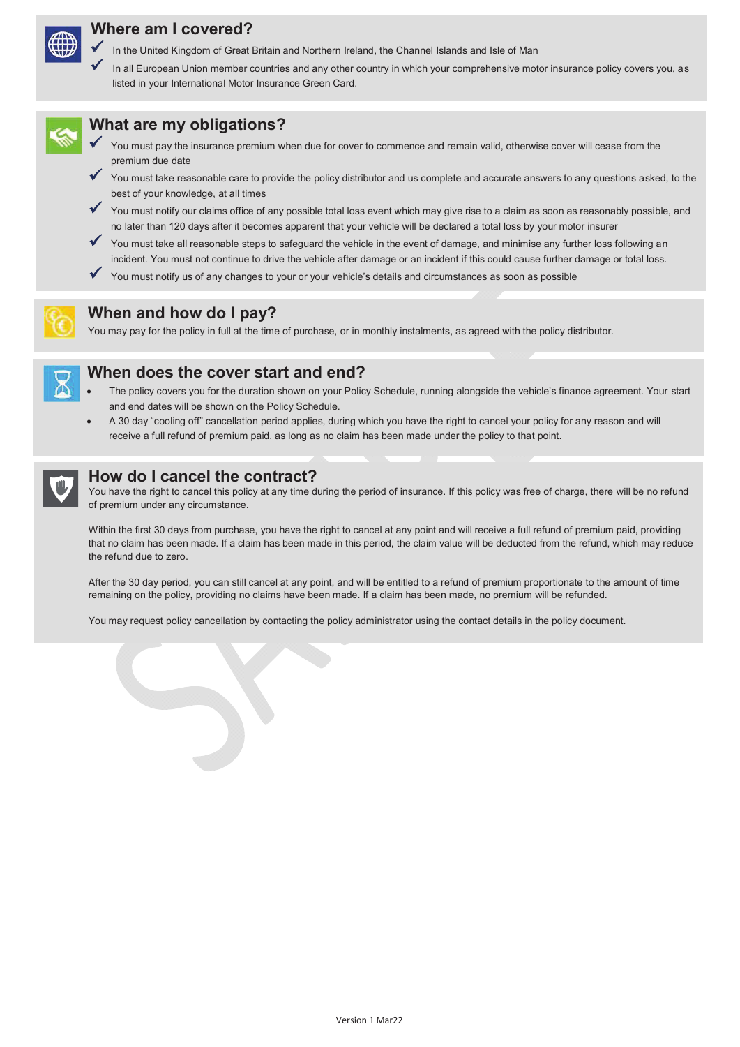## Where am I covered?

- ✓ In the United Kingdom of Great Britain and Northern Ireland, the Channel Islands and Isle of Man
- ✓ In all European Union member countries and any other country in which your comprehensive motor insurance policy covers you, as listed in your International Motor Insurance Green Card.

## What are my obligations?

- ✓ You must pay the insurance premium when due for cover to commence and remain valid, otherwise cover will cease from the premium due date
- ✓ You must take reasonable care to provide the policy distributor and us complete and accurate answers to any questions asked, to the best of your knowledge, at all times
- ✓ You must notify our claims office of any possible total loss event which may give rise to a claim as soon as reasonably possible, and no later than 120 days after it becomes apparent that your vehicle will be declared a total loss by your motor insurer
- ✓ You must take all reasonable steps to safeguard the vehicle in the event of damage, and minimise any further loss following an incident. You must not continue to drive the vehicle after damage or an incident if this could cause further damage or total loss.
- ✓ You must notify us of any changes to your or your vehicle's details and circumstances as soon as possible

## When and how do I pay?

You may pay for the policy in full at the time of purchase, or in monthly instalments, as agreed with the policy distributor.

## When does the cover start and end?

- The policy covers you for the duration shown on your Policy Schedule, running alongside the vehicle's finance agreement. Your start and end dates will be shown on the Policy Schedule.
- A 30 day "cooling off" cancellation period applies, during which you have the right to cancel your policy for any reason and will receive a full refund of premium paid, as long as no claim has been made under the policy to that point.

## How do I cancel the contract?

You have the right to cancel this policy at any time during the period of insurance. If this policy was free of charge, there will be no refund of premium under any circumstance.

Within the first 30 days from purchase, you have the right to cancel at any point and will receive a full refund of premium paid, providing that no claim has been made. If a claim has been made in this period, the claim value will be deducted from the refund, which may reduce the refund due to zero.

After the 30 day period, you can still cancel at any point, and will be entitled to a refund of premium proportionate to the amount of time remaining on the policy, providing no claims have been made. If a claim has been made, no premium will be refunded.

You may request policy cancellation by contacting the policy administrator using the contact details in the policy document.

Version 1 Mar22